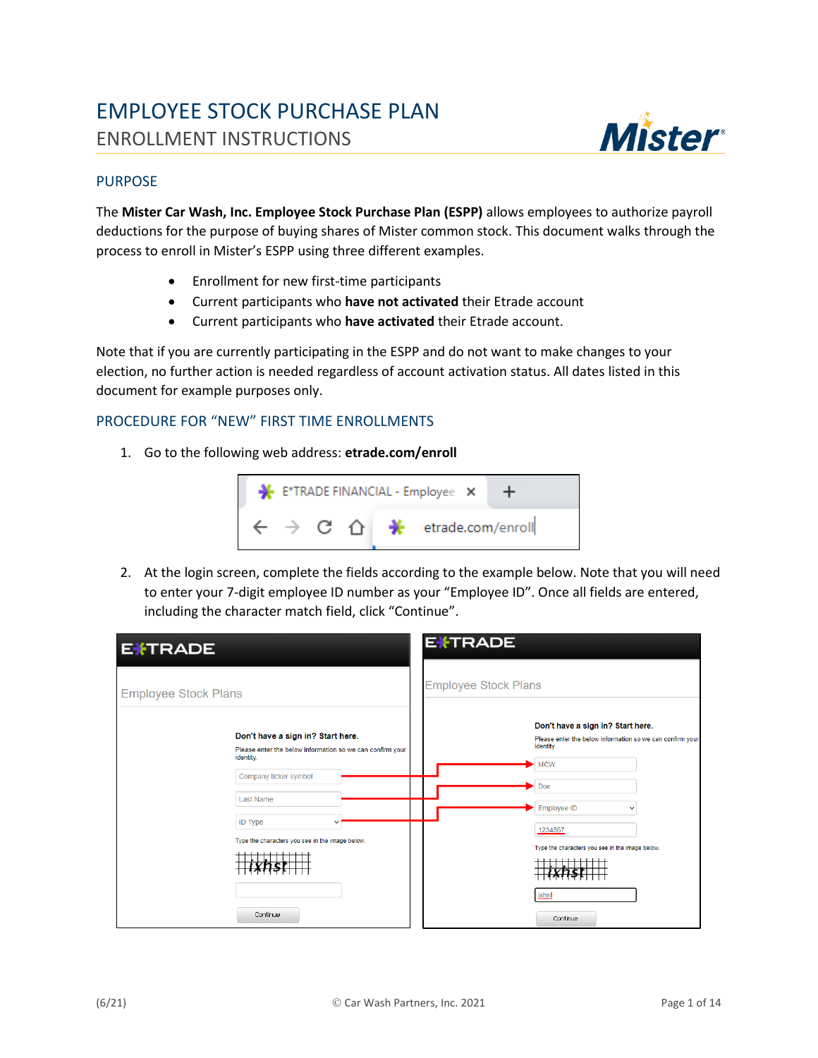# EMPLOYEE STOCK PURCHASE PLAN

## ENROLLMENT INSTRUCTIONS

### PURPOSE

The **Mister Car Wash, Inc. Employee Stock Purchase Plan (ESPP)** allows employees to authorize payroll deductions for the purpose of buying shares of Mister common stock. This document walks through the process to enroll in Mister's ESPP using three different examples.

- Enrollment for new first-time participants
- Current participants who **have not activated** their Etrade account
- Current participants who **have activated** their Etrade account.

Note that if you are currently participating in the ESPP and do not want to make changes to your election, no further action is needed regardless of account activation status. All dates listed in this document for example purposes only.

### PROCEDURE FOR "NEW" FIRST TIME ENROLLMENTS

1. Go to the following web address: **etrade.com/enroll**

2. At the login screen, complete the fields according to the example below. Note that you will need to enter your 7-digit employee ID number as your "Employee ID". Once all fields are entered, including the character match field, click "Continue".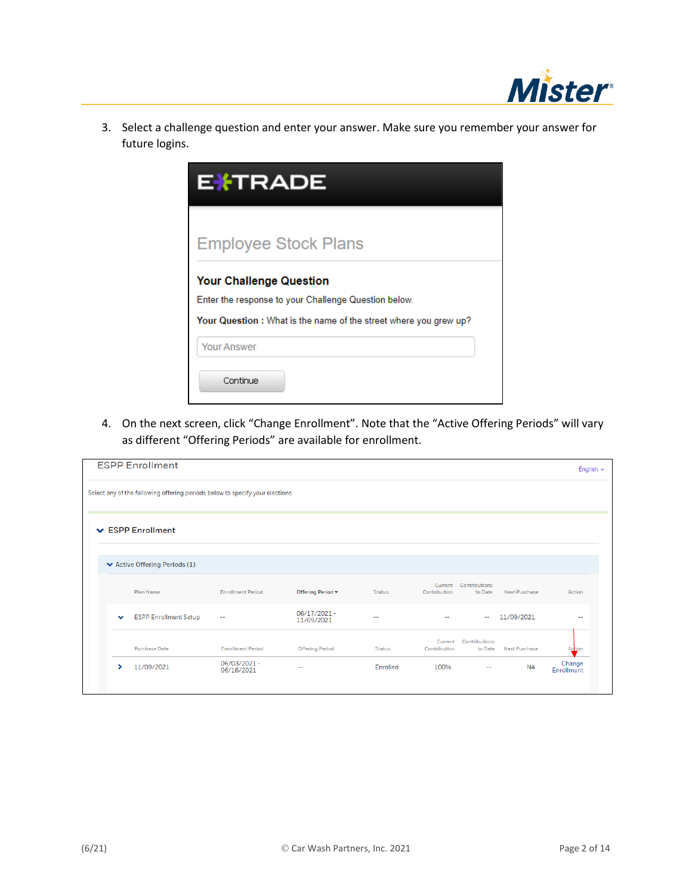3. Select a challenge question and enter your answer. Make sure you remember your answer for future logins.

E*TRADE

Employee Stock Plans

**Your Challenge Question**

Enter the response to your Challenge Question below.

**Your Question :** What is the name of the street where you grew up?

Your Answer

Continue

4. On the next screen, click "Change Enrollment". Note that the "Active Offering Periods" will vary as different "Offering Periods" are available for enrollment.

ESPP Enrollment

English

Select any of the following offering periods below to specify your elections

ESPP Enrollment

Active Offering Periods (1)

| Plan Name | Enrollment Period | Offering Period | Status | Current Contribution | Contributions to Date | Next Purchase | Action |
|---|---|---|---|---|---|---|---|
| ESPP Enrollment Setup | -- | 06/17/2021 - 11/09/2021 | -- | -- | -- | 11/09/2021 | -- |

| Purchase Date | Enrollment Period | Offering Period | Status | Current Contribution | Contributions to Date | Next Purchase | Action |
|---|---|---|---|---|---|---|---|
| 11/09/2021 | 06/03/2021 - 06/16/2021 | -- | Enrolled | 100% | -- | NA | Change Enrollment |

(6/21) © Car Wash Partners, Inc. 2021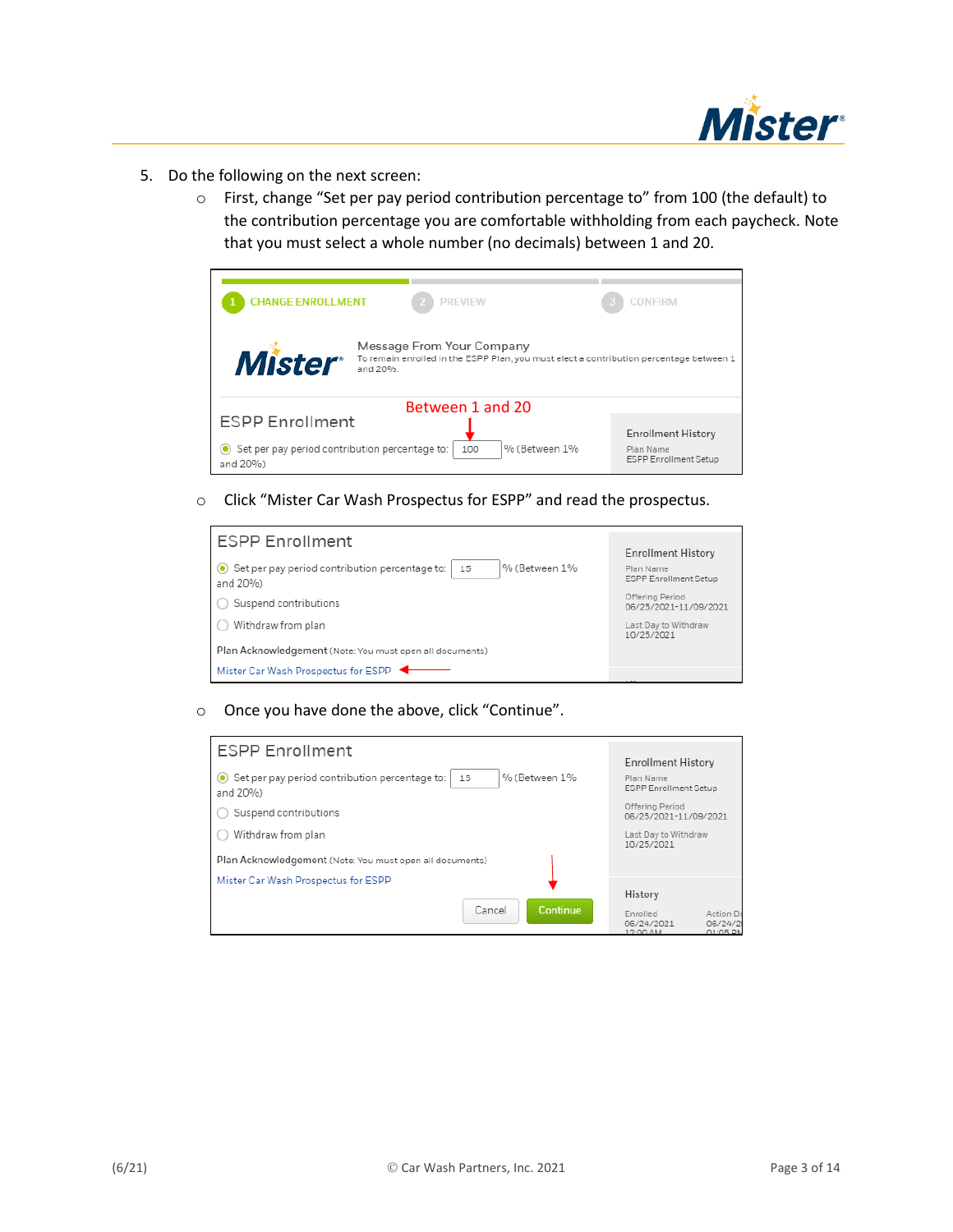5. Do the following on the next screen:
   - First, change "Set per pay period contribution percentage to" from 100 (the default) to the contribution percentage you are comfortable withholding from each paycheck. Note that you must select a whole number (no decimals) between 1 and 20.
   - Click "Mister Car Wash Prospectus for ESPP" and read the prospectus.
   - Once you have done the above, click "Continue".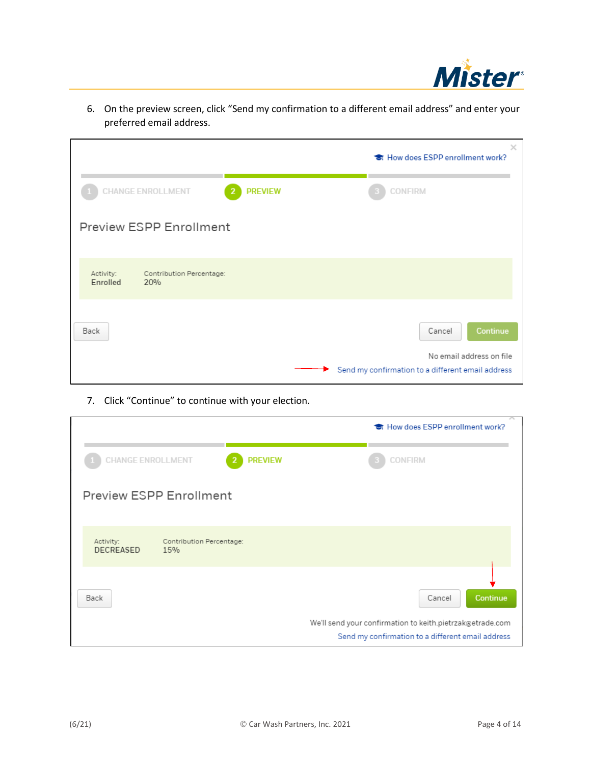6. On the preview screen, click "Send my confirmation to a different email address" and enter your preferred email address.

How does ESPP enrollment work?

1 CHANGE ENROLLMENT 2 PREVIEW 3 CONFIRM

Preview ESPP Enrollment

| Activity: | Contribution Percentage: |
| --- | --- |
| Enrolled | 20% |

Back Cancel Continue

No email address on file

Send my confirmation to a different email address

7. Click "Continue" to continue with your election.

How does ESPP enrollment work?

1 CHANGE ENROLLMENT 2 PREVIEW 3 CONFIRM

Preview ESPP Enrollment

| Activity: | Contribution Percentage: |
| --- | --- |
| DECREASED | 15% |

Back Cancel Continue

We'll send your confirmation to keith.pietrzak@etrade.com

Send my confirmation to a different email address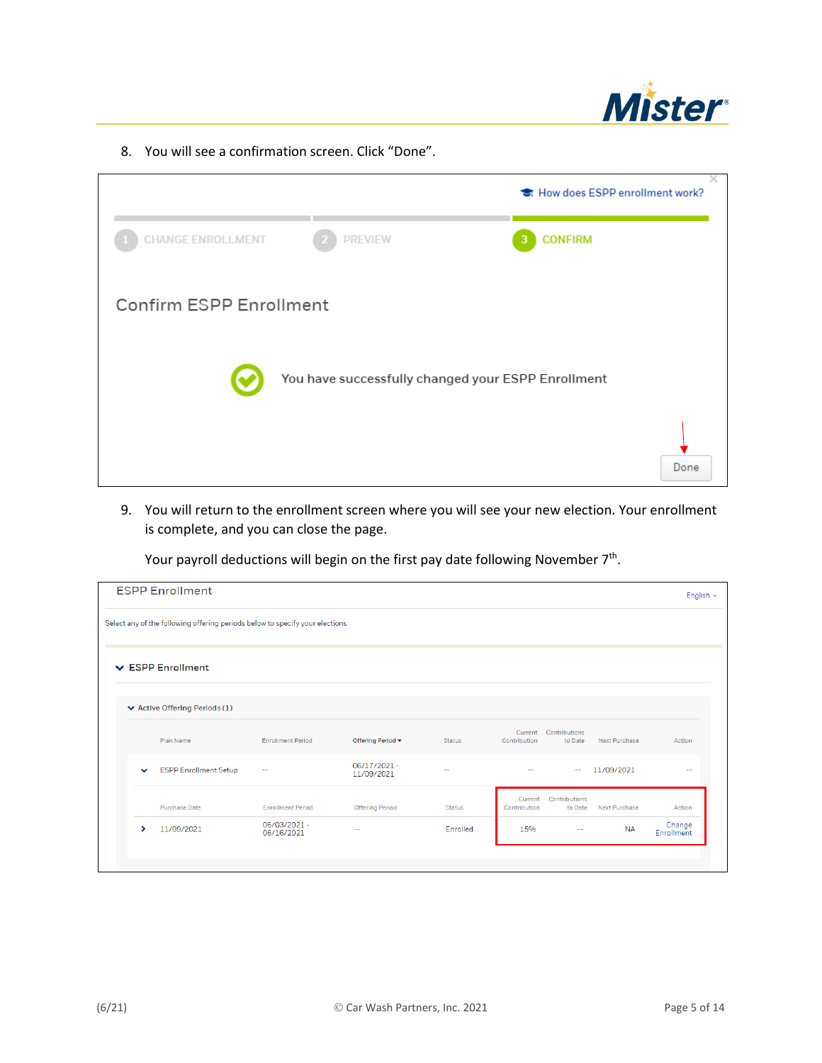8. You will see a confirmation screen. Click "Done".

How does ESPP enrollment work?

1 CHANGE ENROLLMENT 2 PREVIEW 3 CONFIRM

Confirm ESPP Enrollment

You have successfully changed your ESPP Enrollment

Done

9. You will return to the enrollment screen where you will see your new election. Your enrollment is complete, and you can close the page.

   Your payroll deductions will begin on the first pay date following November 7th.

ESPP Enrollment

English

Select any of the following offering periods below to specify your elections

ESPP Enrollment

Active Offering Periods (1)

| Plan Name | Enrollment Period | Offering Period | Status | Current Contribution | Contributions to Date | Next Purchase | Action |
|---|---|---|---|---|---|---|---|
| ESPP Enrollment Setup | -- | 06/17/2021 - 11/09/2021 | -- | -- | -- | 11/09/2021 | -- |

| Purchase Date | Enrollment Period | Offering Period | Status | Current Contribution | Contributions to Date | Next Purchase | Action |
|---|---|---|---|---|---|---|---|
| 11/09/2021 | 06/03/2021 - 06/16/2021 | -- | Enrolled | 15% | -- | NA | Change Enrollment |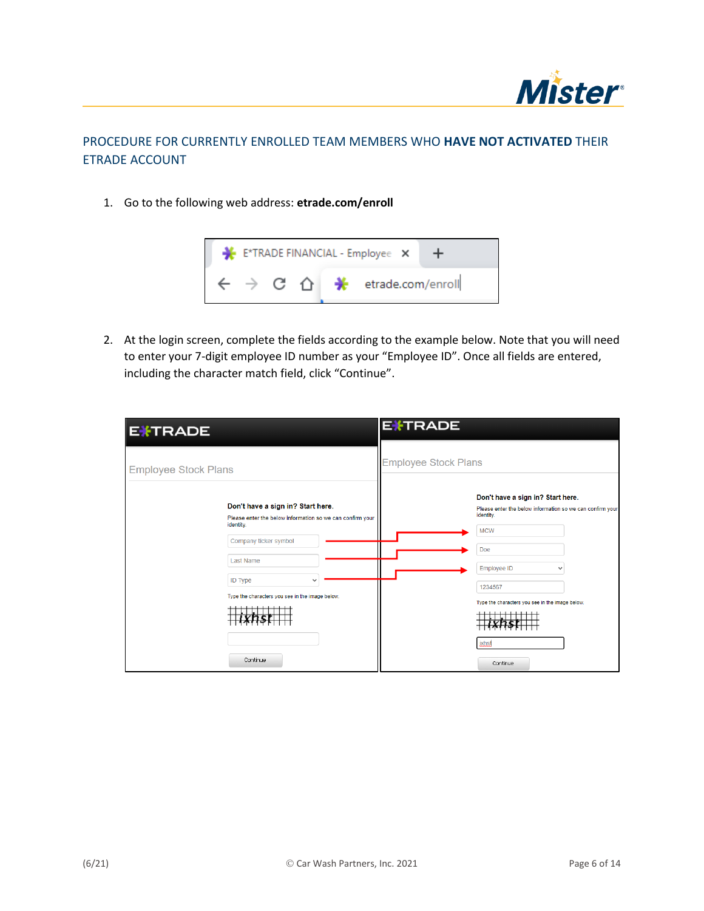## PROCEDURE FOR CURRENTLY ENROLLED TEAM MEMBERS WHO **HAVE NOT ACTIVATED** THEIR ETRADE ACCOUNT

1. Go to the following web address: **etrade.com/enroll**

2. At the login screen, complete the fields according to the example below. Note that you will need to enter your 7-digit employee ID number as your "Employee ID". Once all fields are entered, including the character match field, click "Continue".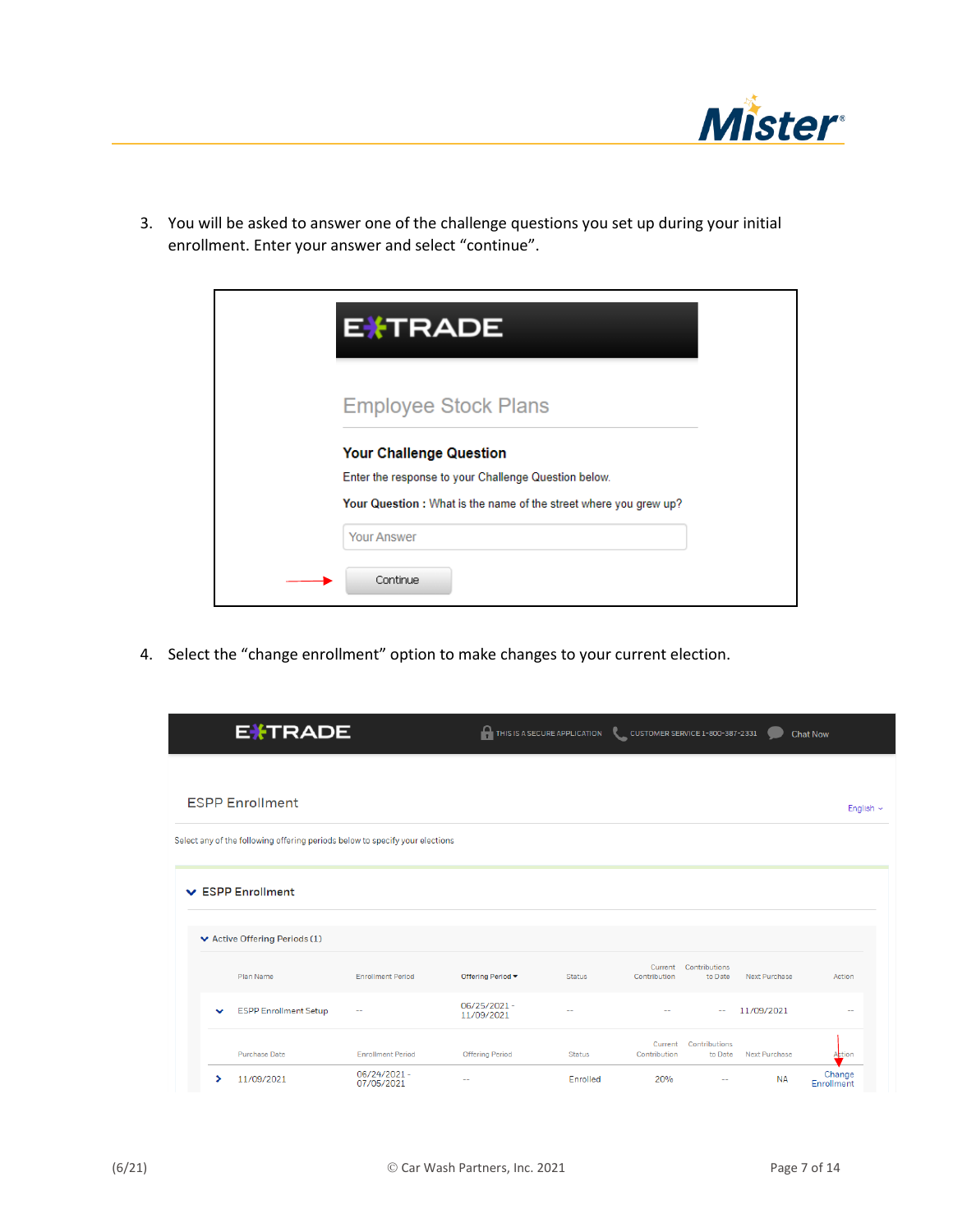3. You will be asked to answer one of the challenge questions you set up during your initial enrollment. Enter your answer and select "continue".

E*TRADE

Employee Stock Plans

**Your Challenge Question**

Enter the response to your Challenge Question below.

**Your Question :** What is the name of the street where you grew up?

Your Answer

Continue

4. Select the "change enrollment" option to make changes to your current election.

E*TRADE — THIS IS A SECURE APPLICATION — CUSTOMER SERVICE 1-800-387-2331 — Chat Now

ESPP Enrollment

English

Select any of the following offering periods below to specify your elections

ESPP Enrollment

Active Offering Periods (1)

| Plan Name | Enrollment Period | Offering Period | Status | Current Contribution | Contributions to Date | Next Purchase | Action |
|---|---|---|---|---|---|---|---|
| ESPP Enrollment Setup | -- | 06/25/2021 - 11/09/2021 | -- | -- | -- | 11/09/2021 | -- |

| Purchase Date | Enrollment Period | Offering Period | Status | Current Contribution | Contributions to Date | Next Purchase | Action |
|---|---|---|---|---|---|---|---|
| 11/09/2021 | 06/24/2021 - 07/05/2021 | -- | Enrolled | 20% | -- | NA | Change Enrollment |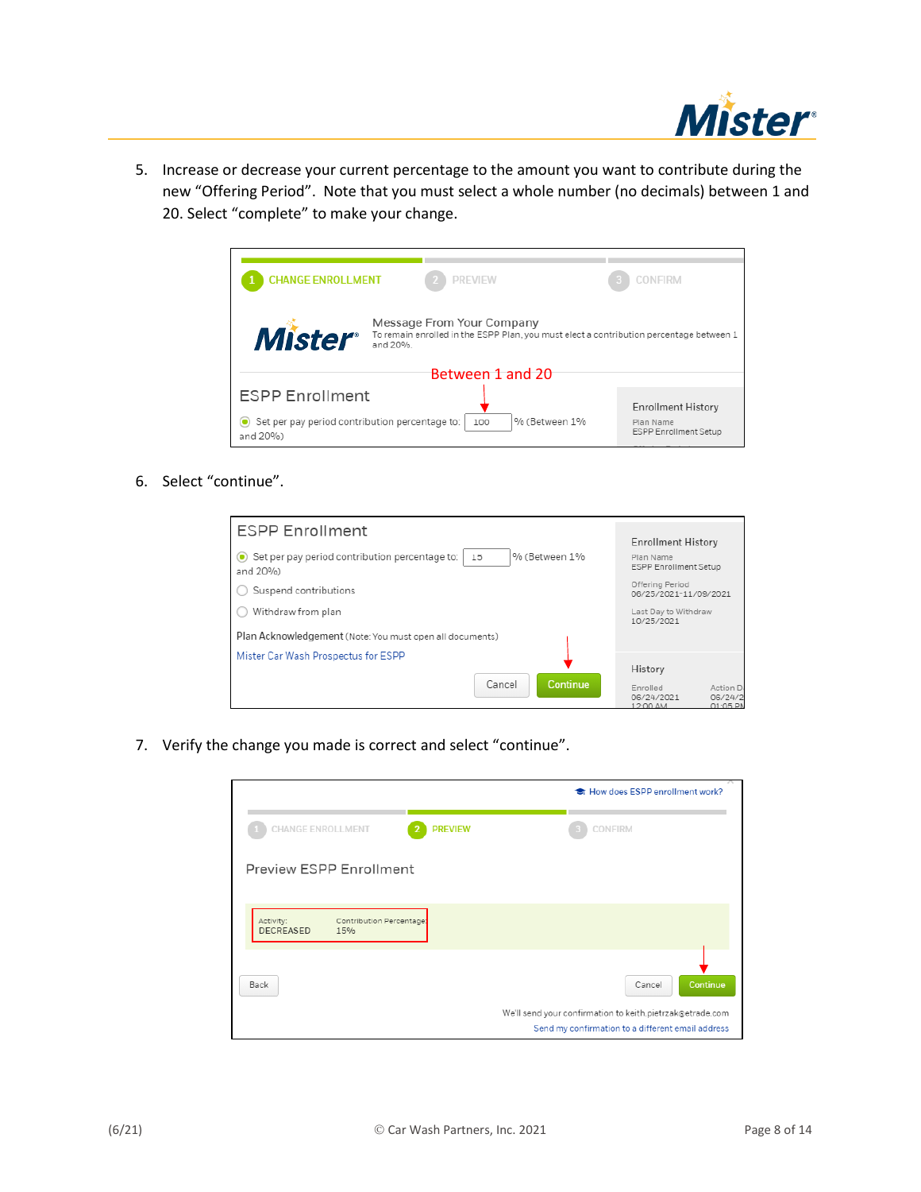5. Increase or decrease your current percentage to the amount you want to contribute during the new "Offering Period". Note that you must select a whole number (no decimals) between 1 and 20. Select "complete" to make your change.

6. Select "continue".

7. Verify the change you made is correct and select "continue".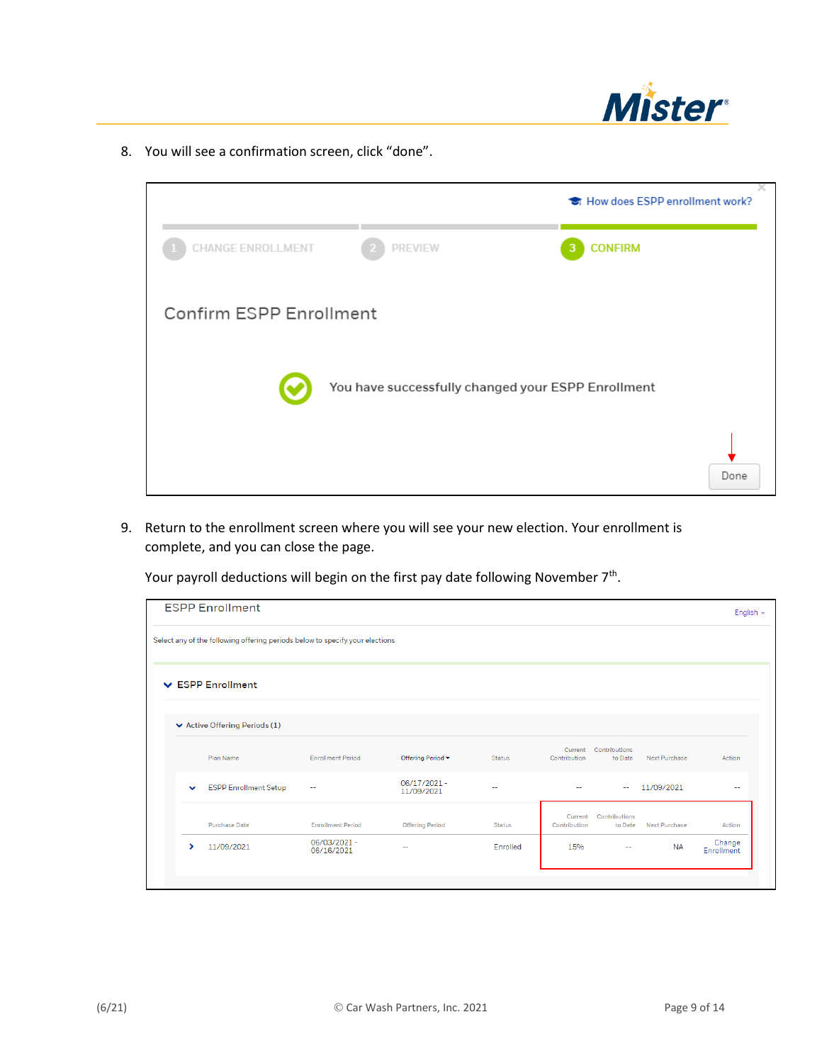8. You will see a confirmation screen, click "done".

How does ESPP enrollment work?

1 CHANGE ENROLLMENT | 2 PREVIEW | 3 CONFIRM

Confirm ESPP Enrollment

You have successfully changed your ESPP Enrollment

Done

9. Return to the enrollment screen where you will see your new election. Your enrollment is complete, and you can close the page.

   Your payroll deductions will begin on the first pay date following November 7th.

ESPP Enrollment

English

Select any of the following offering periods below to specify your elections

ESPP Enrollment

Active Offering Periods (1)

| Plan Name | Enrollment Period | Offering Period | Status | Current Contribution | Contributions to Date | Next Purchase | Action |
|---|---|---|---|---|---|---|---|
| ESPP Enrollment Setup | -- | 06/17/2021 - 11/09/2021 | -- | -- | -- | 11/09/2021 | -- |

| Purchase Date | Enrollment Period | Offering Period | Status | Current Contribution | Contributions to Date | Next Purchase | Action |
|---|---|---|---|---|---|---|---|
| 11/09/2021 | 06/03/2021 - 06/16/2021 | -- | Enrolled | 15% | -- | NA | Change Enrollment |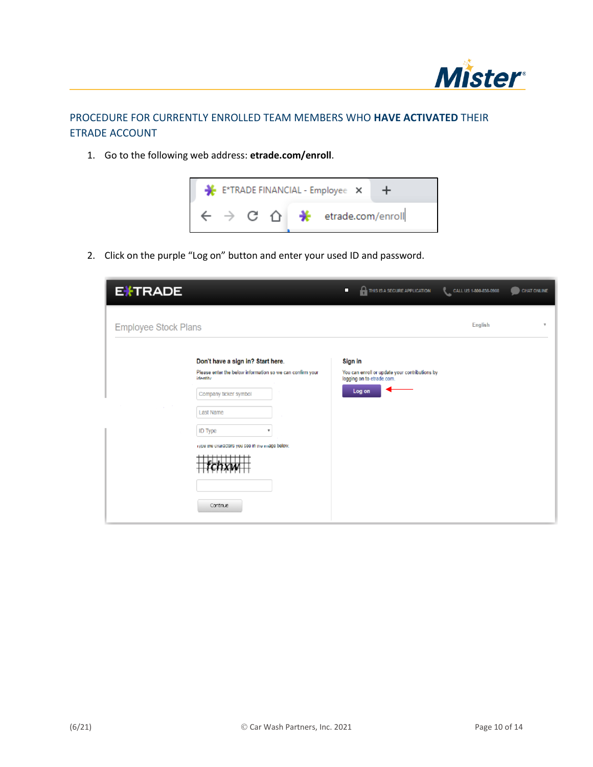## PROCEDURE FOR CURRENTLY ENROLLED TEAM MEMBERS WHO **HAVE ACTIVATED** THEIR ETRADE ACCOUNT

1. Go to the following web address: **etrade.com/enroll**.

2. Click on the purple "Log on" button and enter your used ID and password.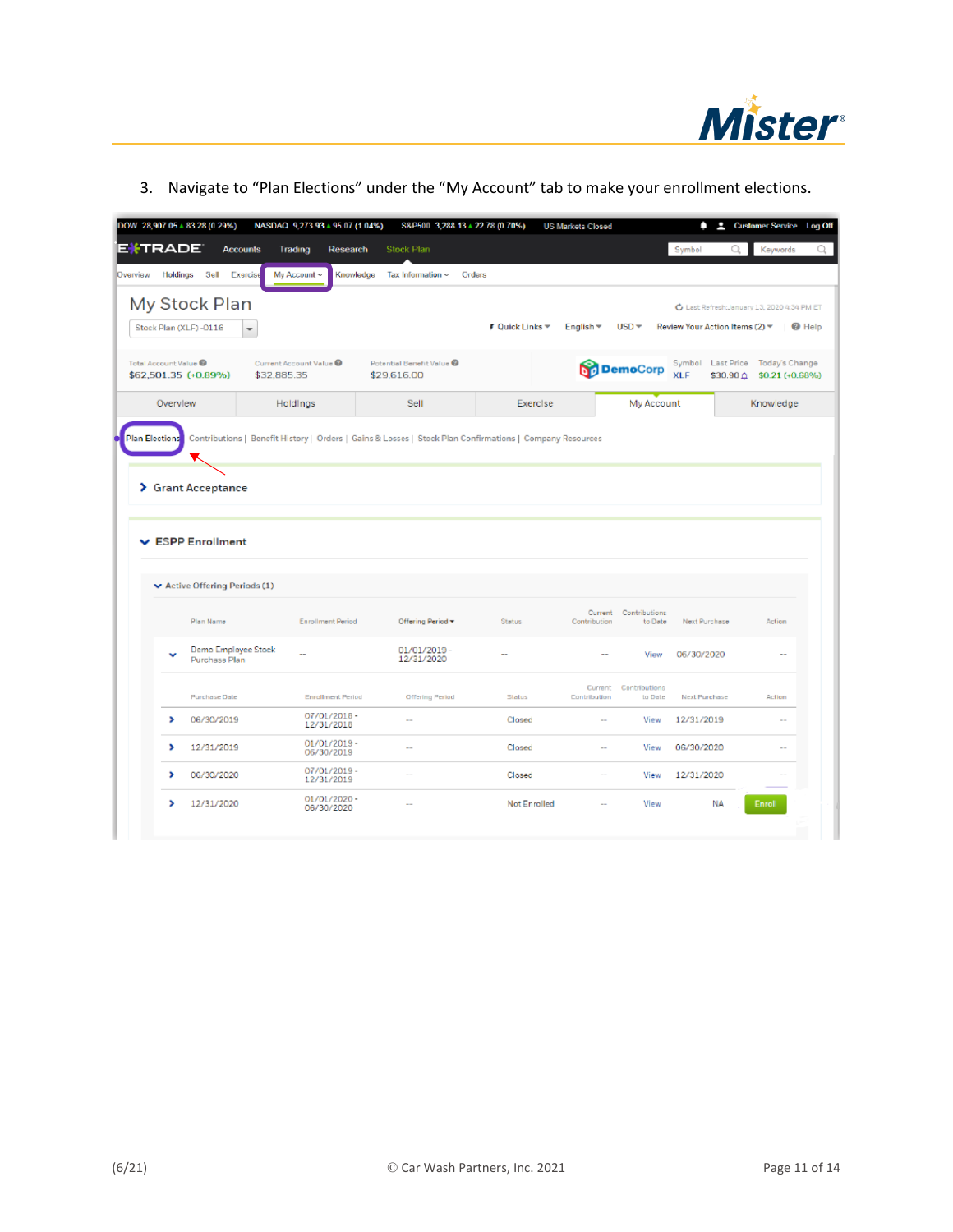3. Navigate to "Plan Elections" under the "My Account" tab to make your enrollment elections.

DOW 28,907.05 ▲83.28 (0.29%) NASDAQ 9,273.93 ▲95.07 (1.04%) S&P500 3,288.13 ▲22.78 (0.70%) US Markets Closed Customer Service Log Off

E*TRADE Accounts Trading Research Stock Plan

Overview Holdings Sell Exercise My Account Knowledge Tax Information Orders

My Stock Plan

Stock Plan (XLF) -0116

Last Refresh: January 13, 2020 4:34 PM ET

Quick Links English USD Review Your Action Items (2) Help

Total Account Value $62,501.35 (+0.89%)

Current Account Value $32,885.35

Potential Benefit Value $29,616.00

DemoCorp

| Symbol | Last Price | Today's Change |
|---|---|---|
| XLF | $30.90 | $0.21 (+0.68%) |

Overview | Holdings | Sell | Exercise | My Account | Knowledge

Plan Elections | Contributions | Benefit History | Orders | Gains & Losses | Stock Plan Confirmations | Company Resources

> Grant Acceptance

ESPP Enrollment

Active Offering Periods (1)

| Plan Name | Enrollment Period | Offering Period | Status | Current Contribution | Contributions to Date | Next Purchase | Action |
|---|---|---|---|---|---|---|---|
| Demo Employee Stock Purchase Plan | -- | 01/01/2019 - 12/31/2020 | -- | -- | View | 06/30/2020 | -- |

| Purchase Date | Enrollment Period | Offering Period | Status | Current Contribution | Contributions to Date | Next Purchase | Action |
|---|---|---|---|---|---|---|---|
| 06/30/2019 | 07/01/2018 - 12/31/2018 | -- | Closed | -- | View | 12/31/2019 | -- |
| 12/31/2019 | 01/01/2019 - 06/30/2019 | -- | Closed | -- | View | 06/30/2020 | -- |
| 06/30/2020 | 07/01/2019 - 12/31/2019 | -- | Closed | -- | View | 12/31/2020 | -- |
| 12/31/2020 | 01/01/2020 - 06/30/2020 | -- | Not Enrolled | -- | View | NA | Enroll |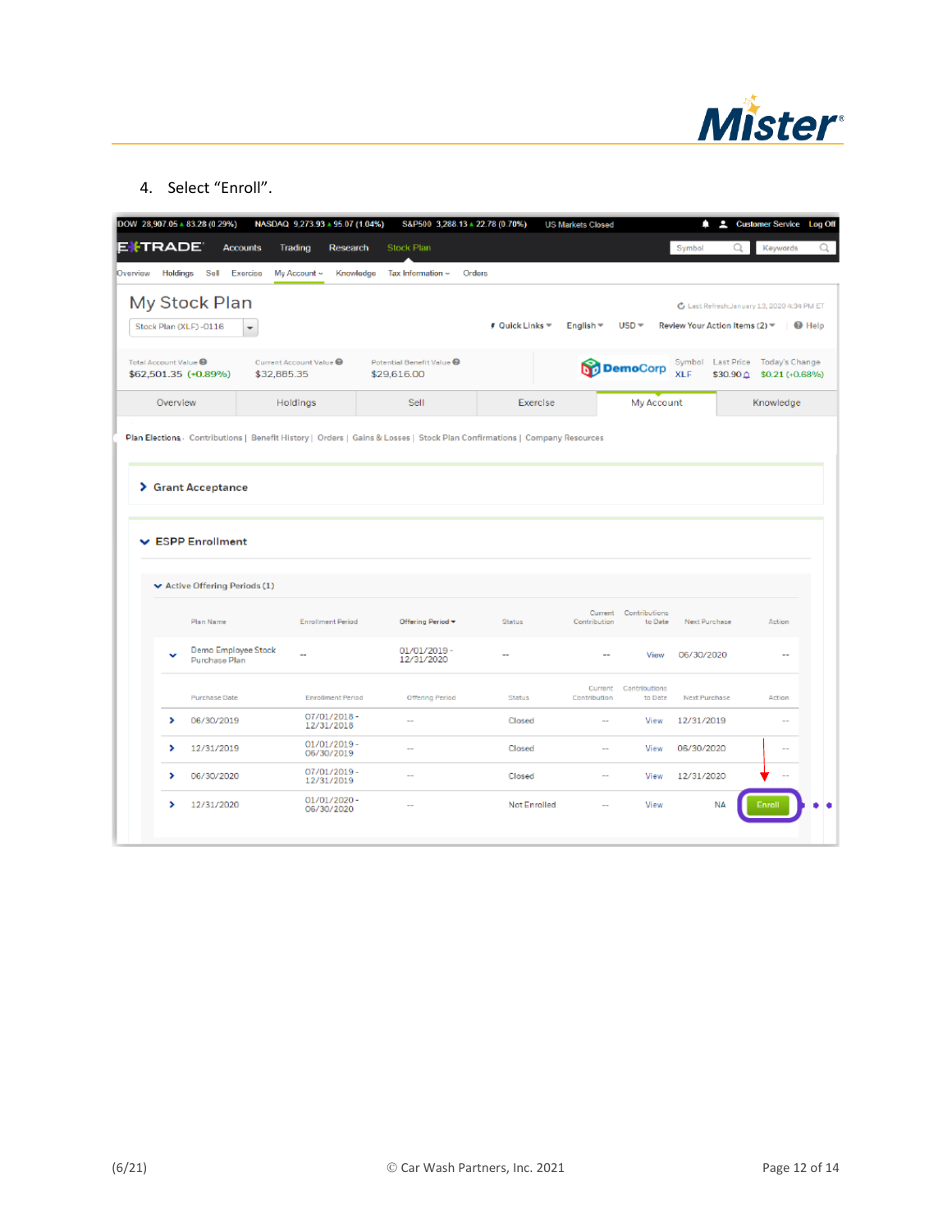4. Select “Enroll”.

DOW 28,907.05 ▲ 83.28 (0.29%) NASDAQ 9,273.93 ▲ 95.07 (1.04%) S&P500 3,288.13 ▲ 22.78 (0.70%) US Markets Closed

Customer Service Log Off

E*TRADE Accounts Trading Research Stock Plan

Overview Holdings Sell Exercise My Account Knowledge Tax Information Orders

## My Stock Plan

Stock Plan (XLF) -0116

Last Refresh: January 13, 2020 4:34 PM ET

Quick Links English USD Review Your Action Items (2) Help

| Total Account Value | Current Account Value | Potential Benefit Value |
|---|---|---|
| $62,501.35 (+0.89%) | $32,885.35 | $29,616.00 |

DemoCorp

| Symbol | Last Price | Today's Change |
|---|---|---|
| XLF | $30.90 | $0.21 (+0.68%) |

Overview | Holdings | Sell | Exercise | My Account | Knowledge

Plan Elections | Contributions | Benefit History | Orders | Gains & Losses | Stock Plan Confirmations | Company Resources

### Grant Acceptance

### ESPP Enrollment

Active Offering Periods (1)

| Plan Name | Enrollment Period | Offering Period | Status | Current Contribution | Contributions to Date | Next Purchase | Action |
|---|---|---|---|---|---|---|---|
| Demo Employee Stock Purchase Plan | -- | 01/01/2019 - 12/31/2020 | -- | -- | View | 06/30/2020 | -- |

| Purchase Date | Enrollment Period | Offering Period | Status | Current Contribution | Contributions to Date | Next Purchase | Action |
|---|---|---|---|---|---|---|---|
| 06/30/2019 | 07/01/2018 - 12/31/2018 | -- | Closed | -- | View | 12/31/2019 | -- |
| 12/31/2019 | 01/01/2019 - 06/30/2019 | -- | Closed | -- | View | 06/30/2020 | -- |
| 06/30/2020 | 07/01/2019 - 12/31/2019 | -- | Closed | -- | View | 12/31/2020 | -- |
| 12/31/2020 | 01/01/2020 - 06/30/2020 | -- | Not Enrolled | -- | View | NA | Enroll |

(6/21) © Car Wash Partners, Inc. 2021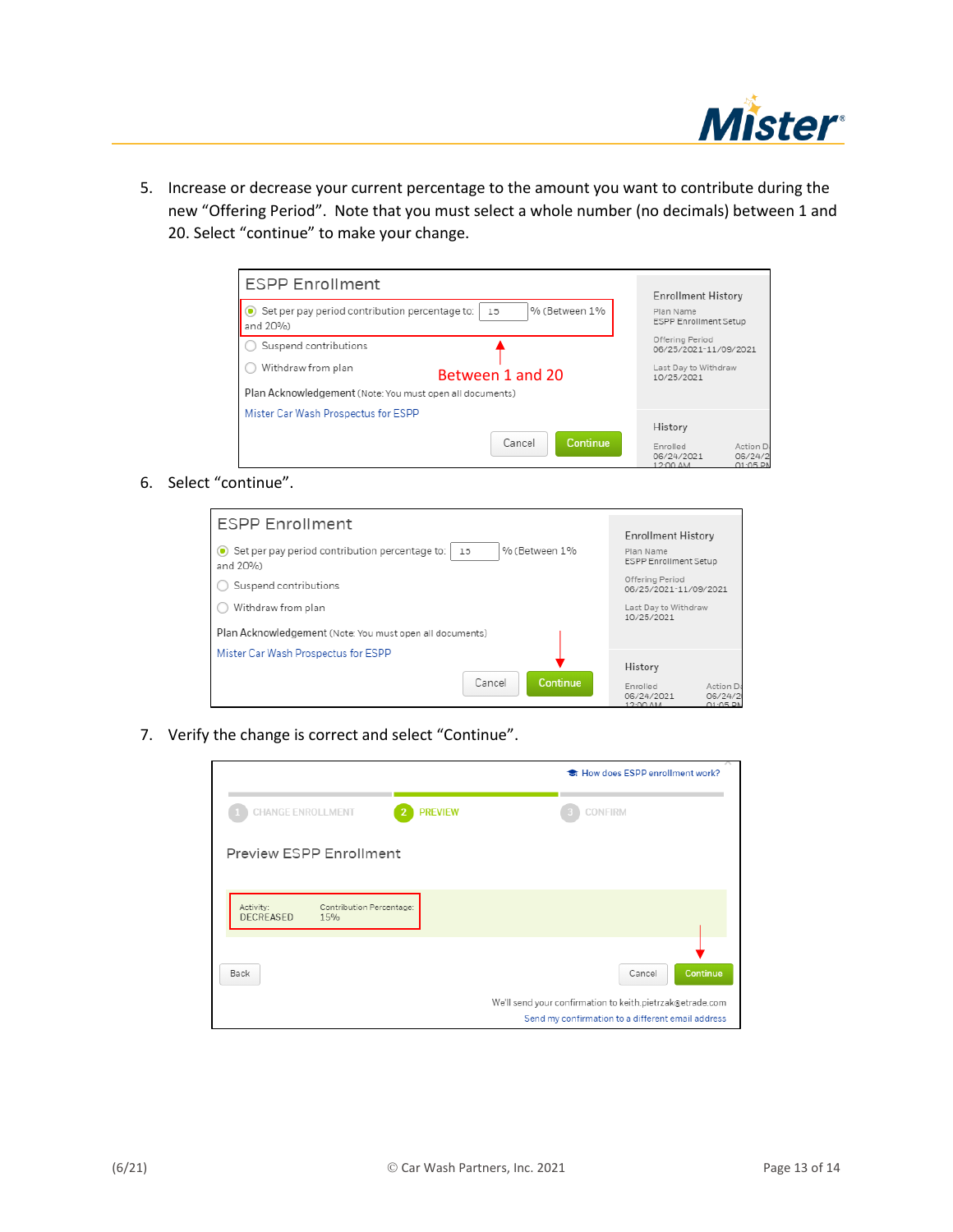5. Increase or decrease your current percentage to the amount you want to contribute during the new "Offering Period". Note that you must select a whole number (no decimals) between 1 and 20. Select "continue" to make your change.

6. Select "continue".

7. Verify the change is correct and select "Continue".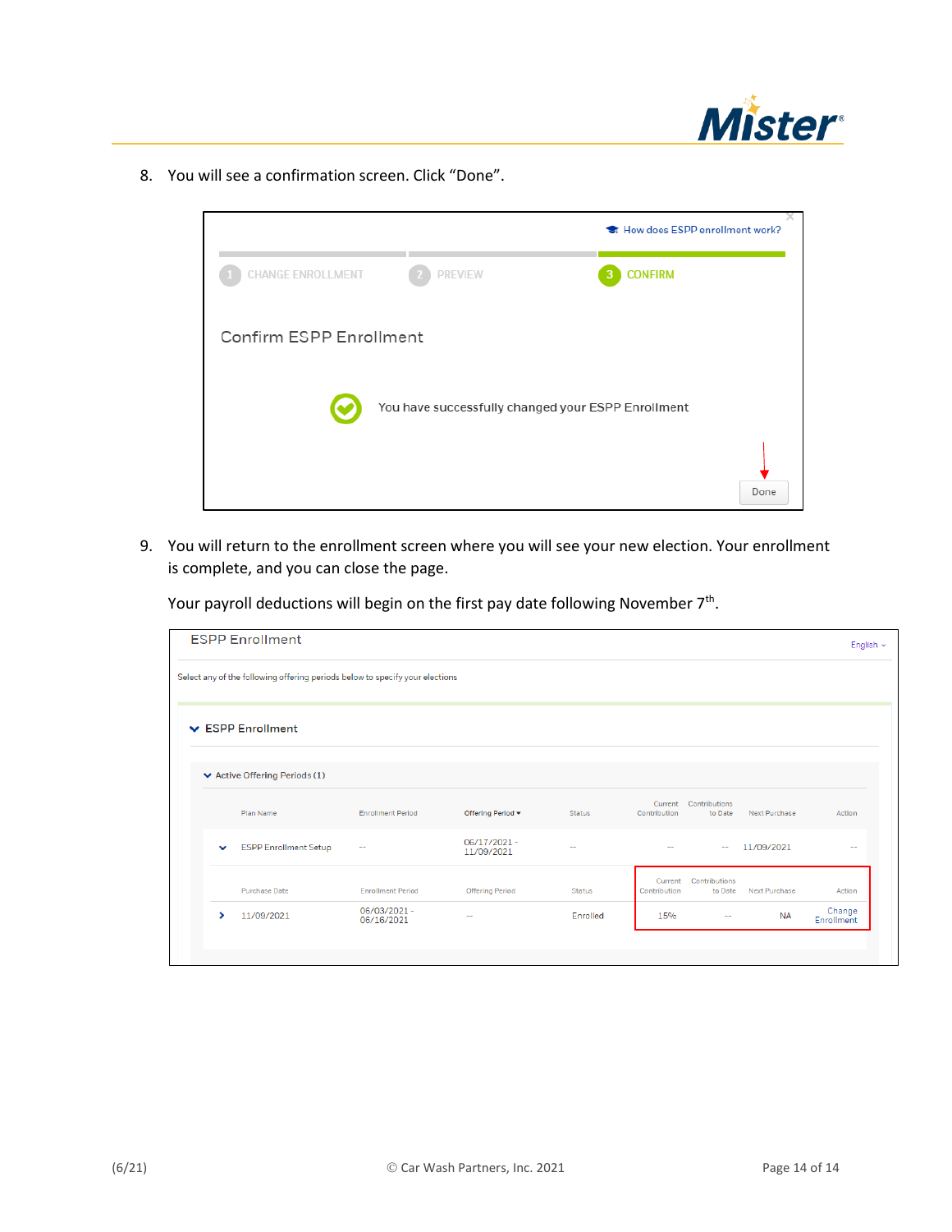8. You will see a confirmation screen. Click "Done".

How does ESPP enrollment work?

1 CHANGE ENROLLMENT 2 PREVIEW 3 CONFIRM

Confirm ESPP Enrollment

You have successfully changed your ESPP Enrollment

Done

9. You will return to the enrollment screen where you will see your new election. Your enrollment is complete, and you can close the page.

   Your payroll deductions will begin on the first pay date following November 7th.

ESPP Enrollment

English

Select any of the following offering periods below to specify your elections

ESPP Enrollment

Active Offering Periods (1)

| Plan Name | Enrollment Period | Offering Period | Status | Current Contribution | Contributions to Date | Next Purchase | Action |
|---|---|---|---|---|---|---|---|
| ESPP Enrollment Setup | -- | 06/17/2021 - 11/09/2021 | -- | -- | -- | 11/09/2021 | -- |

| Purchase Date | Enrollment Period | Offering Period | Status | Current Contribution | Contributions to Date | Next Purchase | Action |
|---|---|---|---|---|---|---|---|
| 11/09/2021 | 06/03/2021 - 06/16/2021 | -- | Enrolled | 15% | -- | NA | Change Enrollment |